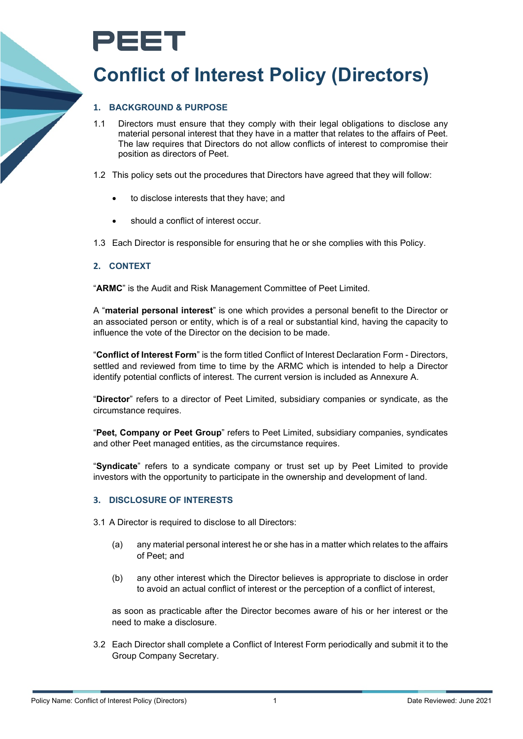# PEET

# Conflict of Interest Policy (Directors)

## 1. BACKGROUND & PURPOSE

1.1 Directors must ensure that they comply with their legal obligations to disclose any material personal interest that they have in a matter that relates to the affairs of Peet. The law requires that Directors do not allow conflicts of interest to compromise their position as directors of Peet.

1.2 This policy sets out the procedures that Directors have agreed that they will follow:

- to disclose interests that they have; and
- should a conflict of interest occur.

1.3 Each Director is responsible for ensuring that he or she complies with this Policy.

## 2. CONTEXT

"**ARMC**" is the Audit and Risk Management Committee of Peet Limited.

A "**material personal interest**" is one which provides a personal benefit to the Director or an associated person or entity, which is of a real or substantial kind, having the capacity to influence the vote of the Director on the decision to be made.

"**Conflict of Interest Form**" is the form titled Conflict of Interest Declaration Form - Directors, settled and reviewed from time to time by the ARMC which is intended to help a Director identify potential conflicts of interest. The current version is included as Annexure A.

"**Director**" refers to a director of Peet Limited, subsidiary companies or syndicate, as the circumstance requires.

"**Peet, Company or Peet Group**" refers to Peet Limited, subsidiary companies, syndicates and other Peet managed entities, as the circumstance requires.

"**Syndicate**" refers to a syndicate company or trust set up by Peet Limited to provide investors with the opportunity to participate in the ownership and development of land.

## 3. DISCLOSURE OF INTERESTS

3.1 A Director is required to disclose to all Directors:

(a) any material personal interest he or she has in a matter which relates to the affairs of Peet; and

(b) any other interest which the Director believes is appropriate to disclose in order to avoid an actual conflict of interest or the perception of a conflict of interest,

as soon as practicable after the Director becomes aware of his or her interest or the need to make a disclosure.

3.2 Each Director shall complete a Conflict of Interest Form periodically and submit it to the Group Company Secretary.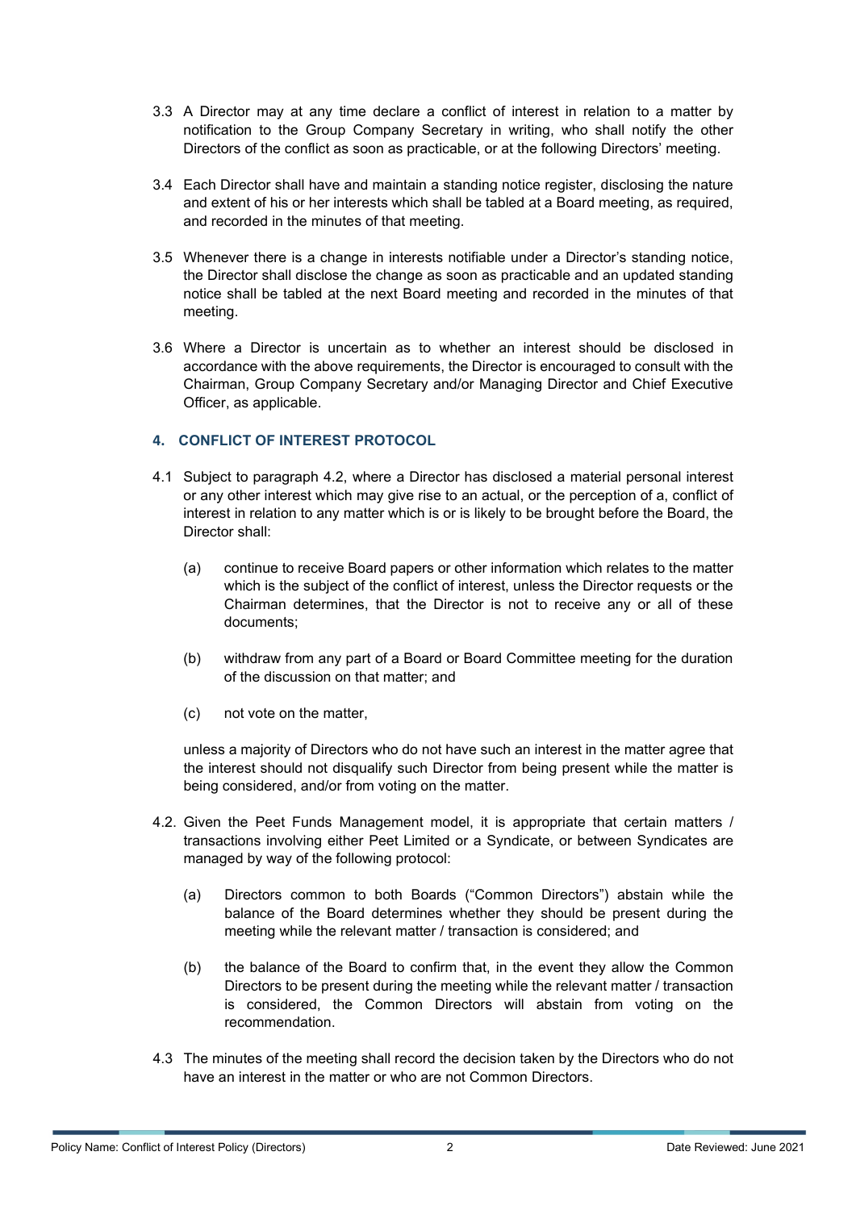3.3 A Director may at any time declare a conflict of interest in relation to a matter by notification to the Group Company Secretary in writing, who shall notify the other Directors of the conflict as soon as practicable, or at the following Directors' meeting.

3.4 Each Director shall have and maintain a standing notice register, disclosing the nature and extent of his or her interests which shall be tabled at a Board meeting, as required, and recorded in the minutes of that meeting.

3.5 Whenever there is a change in interests notifiable under a Director's standing notice, the Director shall disclose the change as soon as practicable and an updated standing notice shall be tabled at the next Board meeting and recorded in the minutes of that meeting.

3.6 Where a Director is uncertain as to whether an interest should be disclosed in accordance with the above requirements, the Director is encouraged to consult with the Chairman, Group Company Secretary and/or Managing Director and Chief Executive Officer, as applicable.

## 4. CONFLICT OF INTEREST PROTOCOL

4.1 Subject to paragraph 4.2, where a Director has disclosed a material personal interest or any other interest which may give rise to an actual, or the perception of a, conflict of interest in relation to any matter which is or is likely to be brought before the Board, the Director shall:

(a) continue to receive Board papers or other information which relates to the matter which is the subject of the conflict of interest, unless the Director requests or the Chairman determines, that the Director is not to receive any or all of these documents;

(b) withdraw from any part of a Board or Board Committee meeting for the duration of the discussion on that matter; and

(c) not vote on the matter,

unless a majority of Directors who do not have such an interest in the matter agree that the interest should not disqualify such Director from being present while the matter is being considered, and/or from voting on the matter.

4.2. Given the Peet Funds Management model, it is appropriate that certain matters / transactions involving either Peet Limited or a Syndicate, or between Syndicates are managed by way of the following protocol:

(a) Directors common to both Boards ("Common Directors") abstain while the balance of the Board determines whether they should be present during the meeting while the relevant matter / transaction is considered; and

(b) the balance of the Board to confirm that, in the event they allow the Common Directors to be present during the meeting while the relevant matter / transaction is considered, the Common Directors will abstain from voting on the recommendation.

4.3 The minutes of the meeting shall record the decision taken by the Directors who do not have an interest in the matter or who are not Common Directors.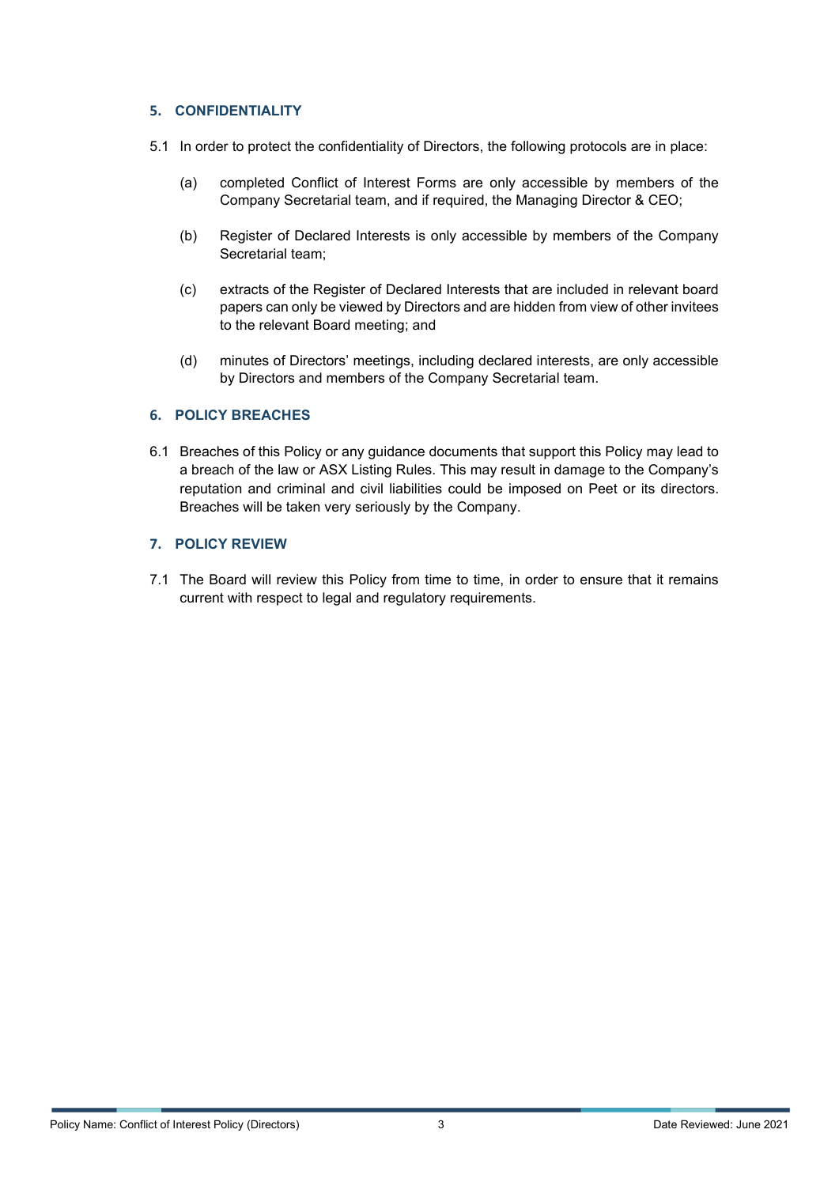## 5. CONFIDENTIALITY

5.1 In order to protect the confidentiality of Directors, the following protocols are in place:

(a) completed Conflict of Interest Forms are only accessible by members of the Company Secretarial team, and if required, the Managing Director & CEO;

(b) Register of Declared Interests is only accessible by members of the Company Secretarial team;

(c) extracts of the Register of Declared Interests that are included in relevant board papers can only be viewed by Directors and are hidden from view of other invitees to the relevant Board meeting; and

(d) minutes of Directors' meetings, including declared interests, are only accessible by Directors and members of the Company Secretarial team.

## 6. POLICY BREACHES

6.1 Breaches of this Policy or any guidance documents that support this Policy may lead to a breach of the law or ASX Listing Rules. This may result in damage to the Company's reputation and criminal and civil liabilities could be imposed on Peet or its directors. Breaches will be taken very seriously by the Company.

## 7. POLICY REVIEW

7.1 The Board will review this Policy from time to time, in order to ensure that it remains current with respect to legal and regulatory requirements.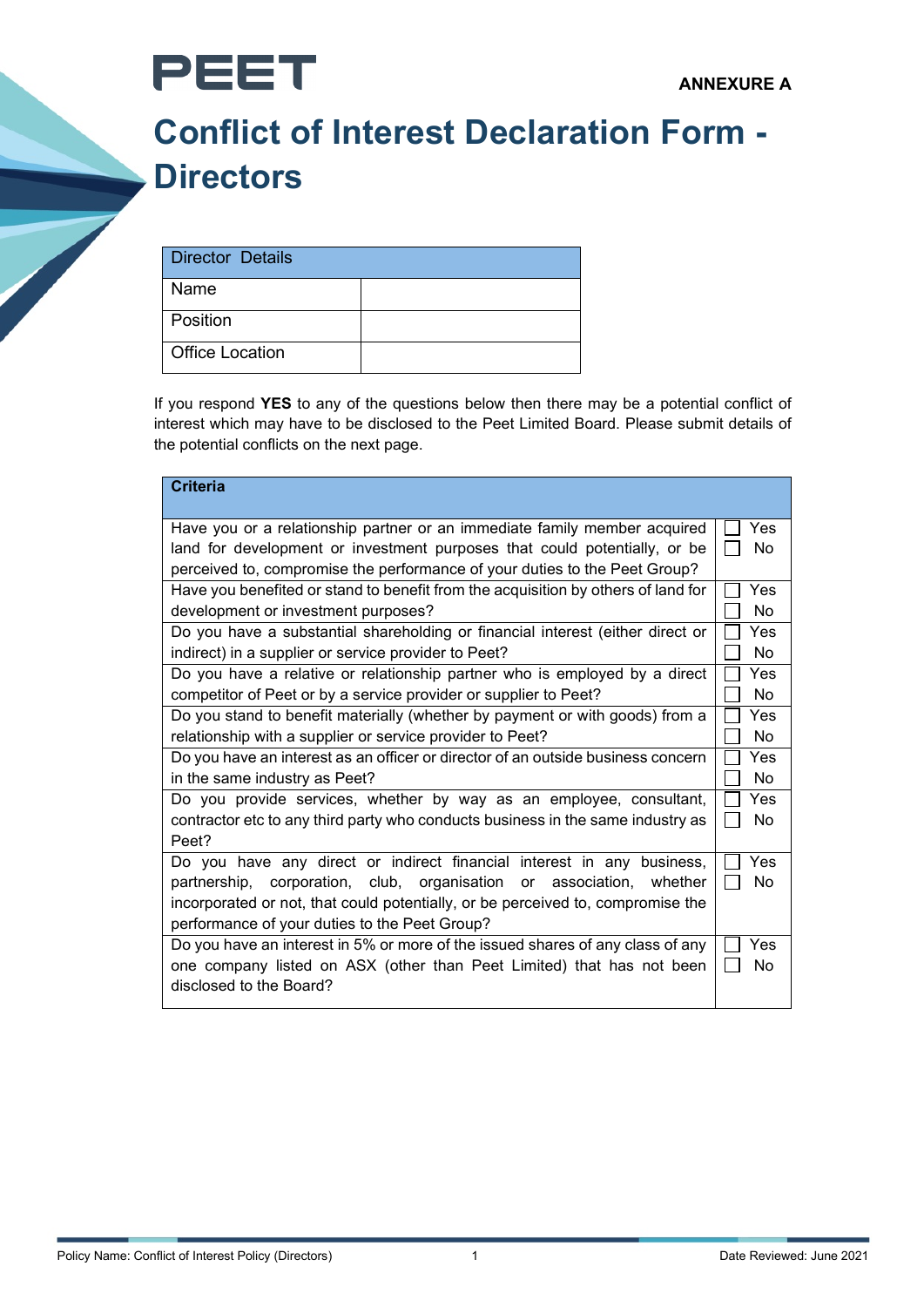PEET

**ANNEXURE A**

# Conflict of Interest Declaration Form - Directors

| Director Details | |
|---|---|
| Name | |
| Position | |
| Office Location | |

If you respond **YES** to any of the questions below then there may be a potential conflict of interest which may have to be disclosed to the Peet Limited Board. Please submit details of the potential conflicts on the next page.

| Criteria | |
|---|---|
| Have you or a relationship partner or an immediate family member acquired land for development or investment purposes that could potentially, or be perceived to, compromise the performance of your duties to the Peet Group? | ☐ Yes<br>☐ No |
| Have you benefited or stand to benefit from the acquisition by others of land for development or investment purposes? | ☐ Yes<br>☐ No |
| Do you have a substantial shareholding or financial interest (either direct or indirect) in a supplier or service provider to Peet? | ☐ Yes<br>☐ No |
| Do you have a relative or relationship partner who is employed by a direct competitor of Peet or by a service provider or supplier to Peet? | ☐ Yes<br>☐ No |
| Do you stand to benefit materially (whether by payment or with goods) from a relationship with a supplier or service provider to Peet? | ☐ Yes<br>☐ No |
| Do you have an interest as an officer or director of an outside business concern in the same industry as Peet? | ☐ Yes<br>☐ No |
| Do you provide services, whether by way as an employee, consultant, contractor etc to any third party who conducts business in the same industry as Peet? | ☐ Yes<br>☐ No |
| Do you have any direct or indirect financial interest in any business, partnership, corporation, club, organisation or association, whether incorporated or not, that could potentially, or be perceived to, compromise the performance of your duties to the Peet Group? | ☐ Yes<br>☐ No |
| Do you have an interest in 5% or more of the issued shares of any class of any one company listed on ASX (other than Peet Limited) that has not been disclosed to the Board? | ☐ Yes<br>☐ No |

Policy Name: Conflict of Interest Policy (Directors) | Date Reviewed: June 2021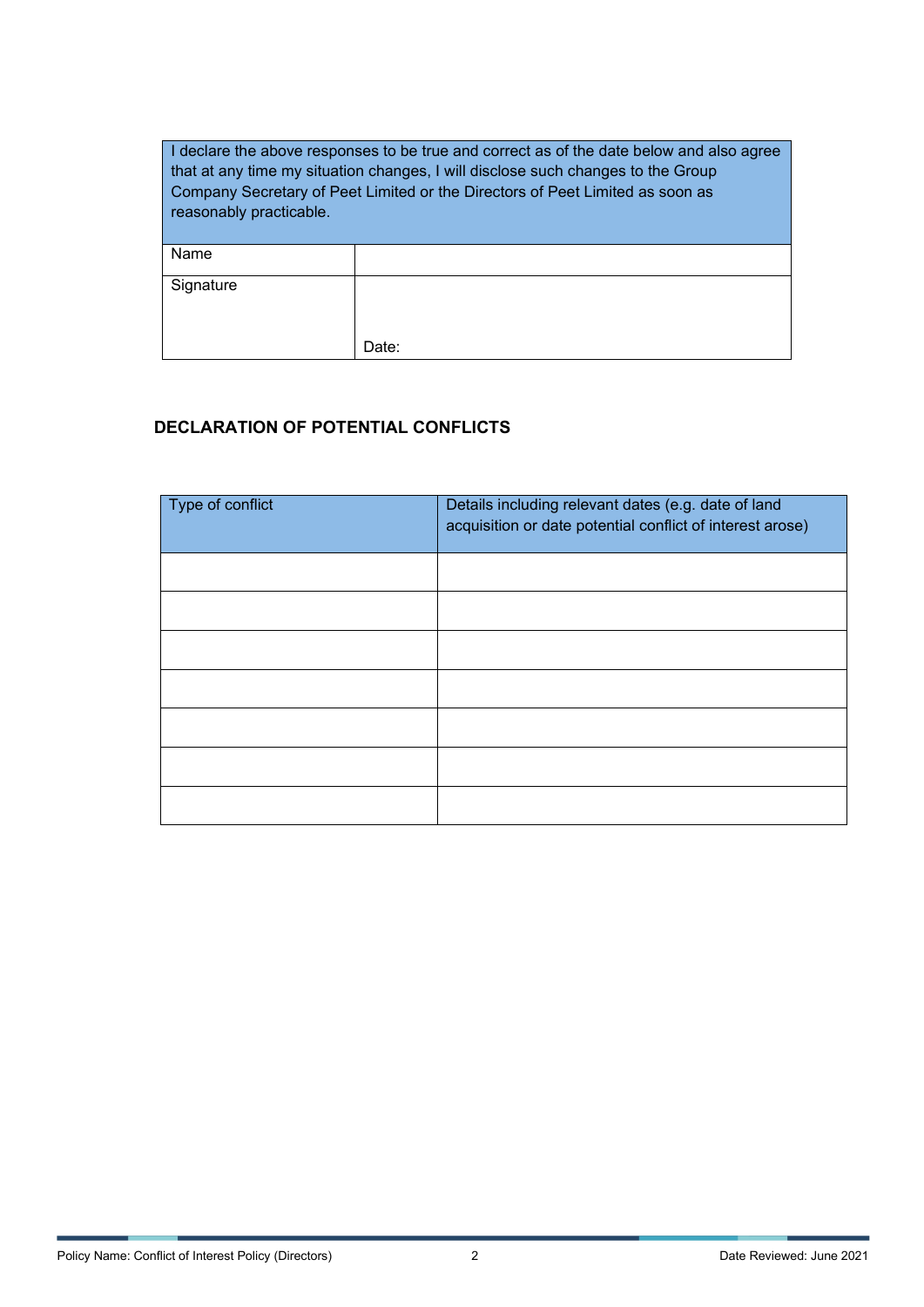| I declare the above responses to be true and correct as of the date below and also agree that at any time my situation changes, I will disclose such changes to the Group Company Secretary of Peet Limited or the Directors of Peet Limited as soon as reasonably practicable. | |
|---|---|
| Name | |
| Signature | Date: |

**DECLARATION OF POTENTIAL CONFLICTS**

| Type of conflict | Details including relevant dates (e.g. date of land acquisition or date potential conflict of interest arose) |
|---|---|
| | |
| | |
| | |
| | |
| | |
| | |
| | |